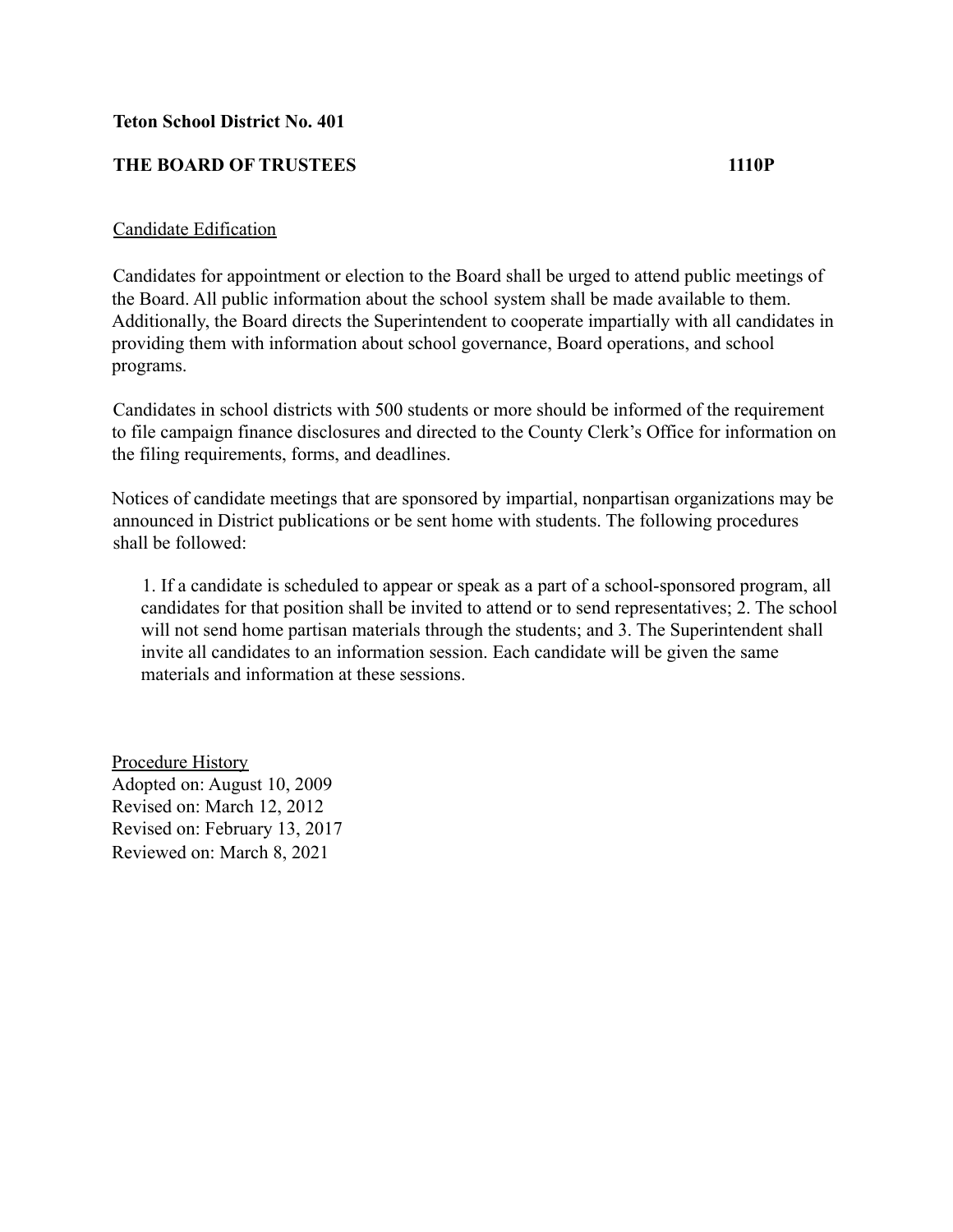**Teton School District No. 401**

**THE BOARD OF TRUSTEES 1110P**

Candidate Edification

Candidates for appointment or election to the Board shall be urged to attend public meetings of the Board. All public information about the school system shall be made available to them. Additionally, the Board directs the Superintendent to cooperate impartially with all candidates in providing them with information about school governance, Board operations, and school programs.

Candidates in school districts with 500 students or more should be informed of the requirement to file campaign finance disclosures and directed to the County Clerk's Office for information on the filing requirements, forms, and deadlines.

Notices of candidate meetings that are sponsored by impartial, nonpartisan organizations may be announced in District publications or be sent home with students. The following procedures shall be followed:

> 1. If a candidate is scheduled to appear or speak as a part of a school-sponsored program, all candidates for that position shall be invited to attend or to send representatives; 2. The school will not send home partisan materials through the students; and 3. The Superintendent shall invite all candidates to an information session. Each candidate will be given the same materials and information at these sessions.

Procedure History
Adopted on: August 10, 2009
Revised on: March 12, 2012
Revised on: February 13, 2017
Reviewed on: March 8, 2021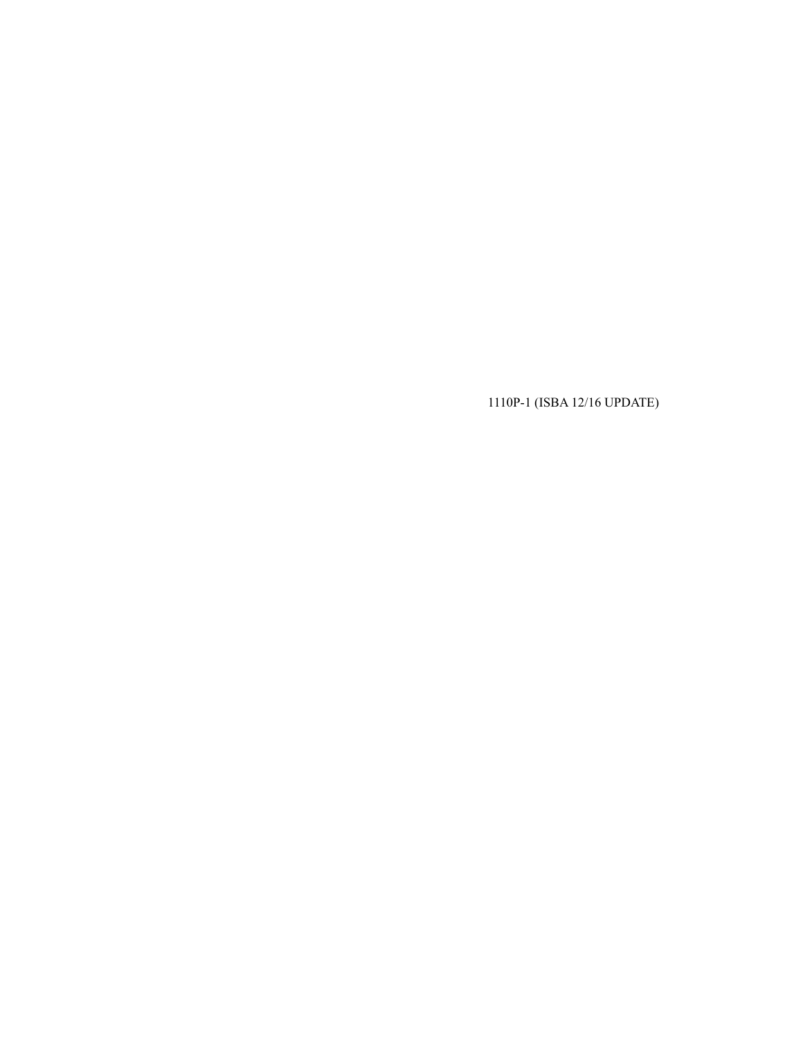1110P-1 (ISBA 12/16 UPDATE)